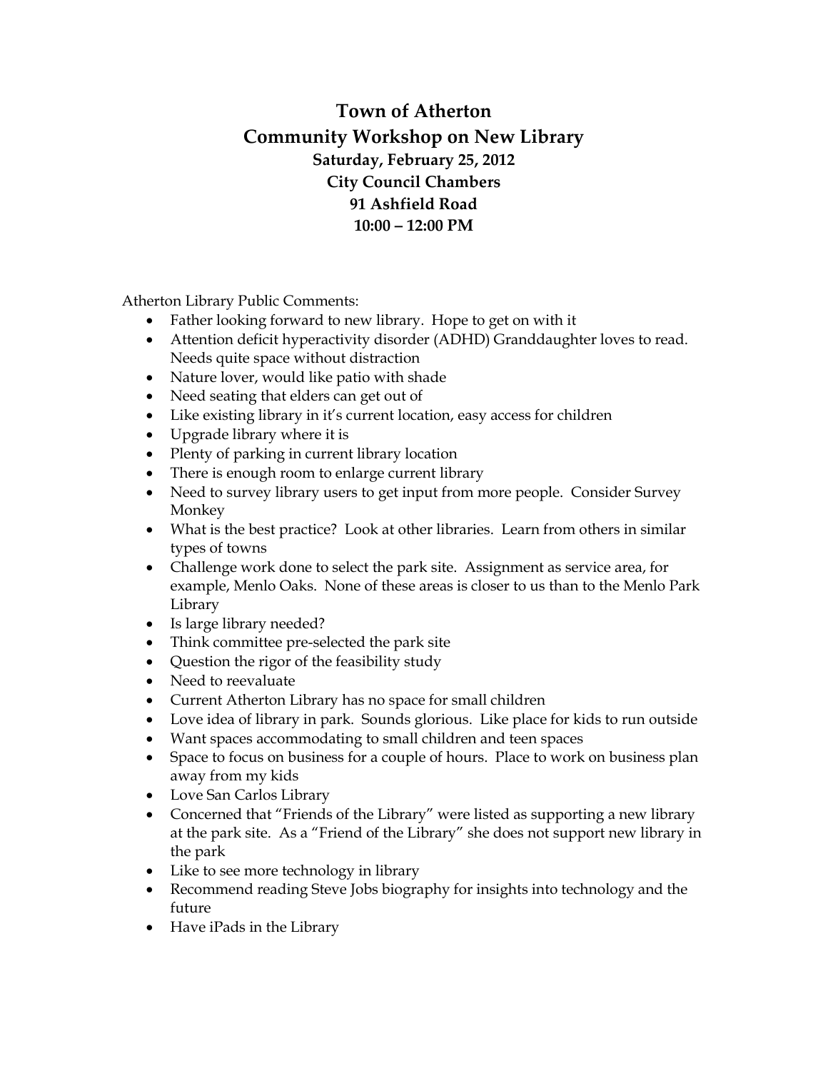# Town of Atherton
# Community Workshop on New Library
### Saturday, February 25, 2012
### City Council Chambers
### 91 Ashfield Road
### 10:00 – 12:00 PM

Atherton Library Public Comments:

- Father looking forward to new library. Hope to get on with it
- Attention deficit hyperactivity disorder (ADHD) Granddaughter loves to read. Needs quite space without distraction
- Nature lover, would like patio with shade
- Need seating that elders can get out of
- Like existing library in it's current location, easy access for children
- Upgrade library where it is
- Plenty of parking in current library location
- There is enough room to enlarge current library
- Need to survey library users to get input from more people. Consider Survey Monkey
- What is the best practice? Look at other libraries. Learn from others in similar types of towns
- Challenge work done to select the park site. Assignment as service area, for example, Menlo Oaks. None of these areas is closer to us than to the Menlo Park Library
- Is large library needed?
- Think committee pre-selected the park site
- Question the rigor of the feasibility study
- Need to reevaluate
- Current Atherton Library has no space for small children
- Love idea of library in park. Sounds glorious. Like place for kids to run outside
- Want spaces accommodating to small children and teen spaces
- Space to focus on business for a couple of hours. Place to work on business plan away from my kids
- Love San Carlos Library
- Concerned that "Friends of the Library" were listed as supporting a new library at the park site. As a "Friend of the Library" she does not support new library in the park
- Like to see more technology in library
- Recommend reading Steve Jobs biography for insights into technology and the future
- Have iPads in the Library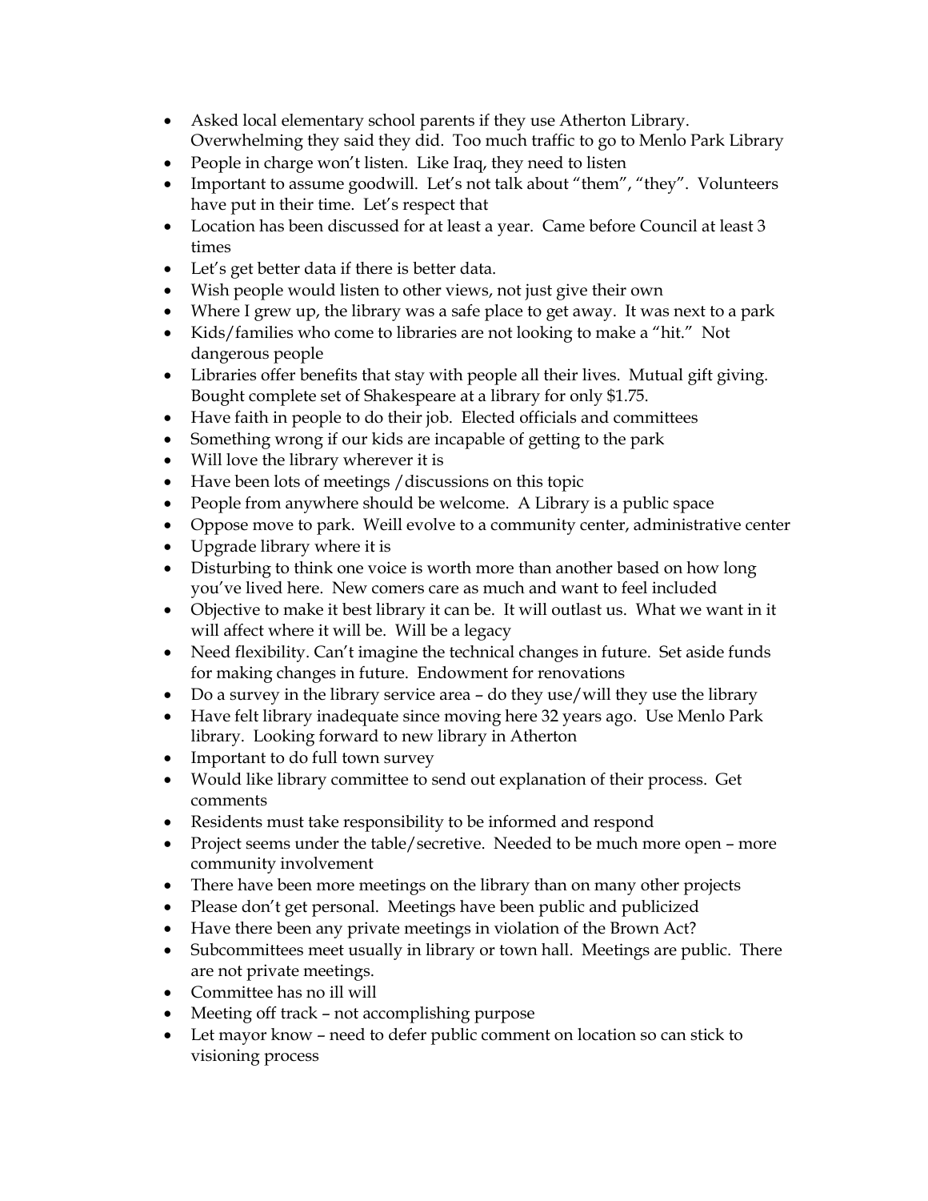- Asked local elementary school parents if they use Atherton Library. Overwhelming they said they did. Too much traffic to go to Menlo Park Library
- People in charge won't listen. Like Iraq, they need to listen
- Important to assume goodwill. Let's not talk about "them", "they". Volunteers have put in their time. Let's respect that
- Location has been discussed for at least a year. Came before Council at least 3 times
- Let's get better data if there is better data.
- Wish people would listen to other views, not just give their own
- Where I grew up, the library was a safe place to get away. It was next to a park
- Kids/families who come to libraries are not looking to make a "hit." Not dangerous people
- Libraries offer benefits that stay with people all their lives. Mutual gift giving. Bought complete set of Shakespeare at a library for only $1.75.
- Have faith in people to do their job. Elected officials and committees
- Something wrong if our kids are incapable of getting to the park
- Will love the library wherever it is
- Have been lots of meetings /discussions on this topic
- People from anywhere should be welcome. A Library is a public space
- Oppose move to park. Weill evolve to a community center, administrative center
- Upgrade library where it is
- Disturbing to think one voice is worth more than another based on how long you've lived here. New comers care as much and want to feel included
- Objective to make it best library it can be. It will outlast us. What we want in it will affect where it will be. Will be a legacy
- Need flexibility. Can't imagine the technical changes in future. Set aside funds for making changes in future. Endowment for renovations
- Do a survey in the library service area – do they use/will they use the library
- Have felt library inadequate since moving here 32 years ago. Use Menlo Park library. Looking forward to new library in Atherton
- Important to do full town survey
- Would like library committee to send out explanation of their process. Get comments
- Residents must take responsibility to be informed and respond
- Project seems under the table/secretive. Needed to be much more open – more community involvement
- There have been more meetings on the library than on many other projects
- Please don't get personal. Meetings have been public and publicized
- Have there been any private meetings in violation of the Brown Act?
- Subcommittees meet usually in library or town hall. Meetings are public. There are not private meetings.
- Committee has no ill will
- Meeting off track – not accomplishing purpose
- Let mayor know – need to defer public comment on location so can stick to visioning process